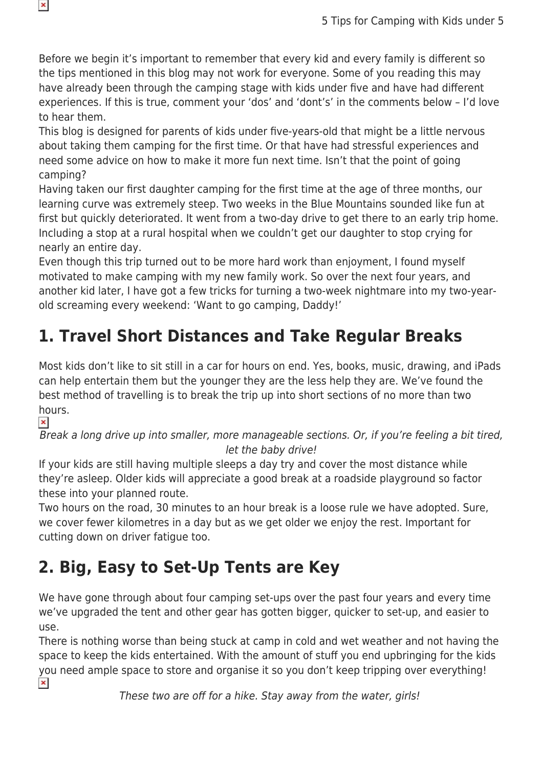Before we begin it's important to remember that every kid and every family is different so the tips mentioned in this blog may not work for everyone. Some of you reading this may have already been through the camping stage with kids under five and have had different experiences. If this is true, comment your 'dos' and 'dont's' in the comments below – I'd love to hear them.

This blog is designed for parents of kids under five-years-old that might be a little nervous about taking them camping for the first time. Or that have had stressful experiences and need some advice on how to make it more fun next time. Isn't that the point of going camping?

Having taken our first daughter camping for the first time at the age of three months, our learning curve was extremely steep. Two weeks in the Blue Mountains sounded like fun at first but quickly deteriorated. It went from a two-day drive to get there to an early trip home. Including a stop at a rural hospital when we couldn't get our daughter to stop crying for nearly an entire day.

Even though this trip turned out to be more hard work than enjoyment, I found myself motivated to make camping with my new family work. So over the next four years, and another kid later, I have got a few tricks for turning a two-week nightmare into my two-year-old screaming every weekend: 'Want to go camping, Daddy!'

## 1. Travel Short Distances and Take Regular Breaks

Most kids don't like to sit still in a car for hours on end. Yes, books, music, drawing, and iPads can help entertain them but the younger they are the less help they are. We've found the best method of travelling is to break the trip up into short sections of no more than two hours.

*Break a long drive up into smaller, more manageable sections. Or, if you're feeling a bit tired, let the baby drive!*

If your kids are still having multiple sleeps a day try and cover the most distance while they're asleep. Older kids will appreciate a good break at a roadside playground so factor these into your planned route.

Two hours on the road, 30 minutes to an hour break is a loose rule we have adopted. Sure, we cover fewer kilometres in a day but as we get older we enjoy the rest. Important for cutting down on driver fatigue too.

## 2. Big, Easy to Set-Up Tents are Key

We have gone through about four camping set-ups over the past four years and every time we've upgraded the tent and other gear has gotten bigger, quicker to set-up, and easier to use.

There is nothing worse than being stuck at camp in cold and wet weather and not having the space to keep the kids entertained. With the amount of stuff you end upbringing for the kids you need ample space to store and organise it so you don't keep tripping over everything!

*These two are off for a hike. Stay away from the water, girls!*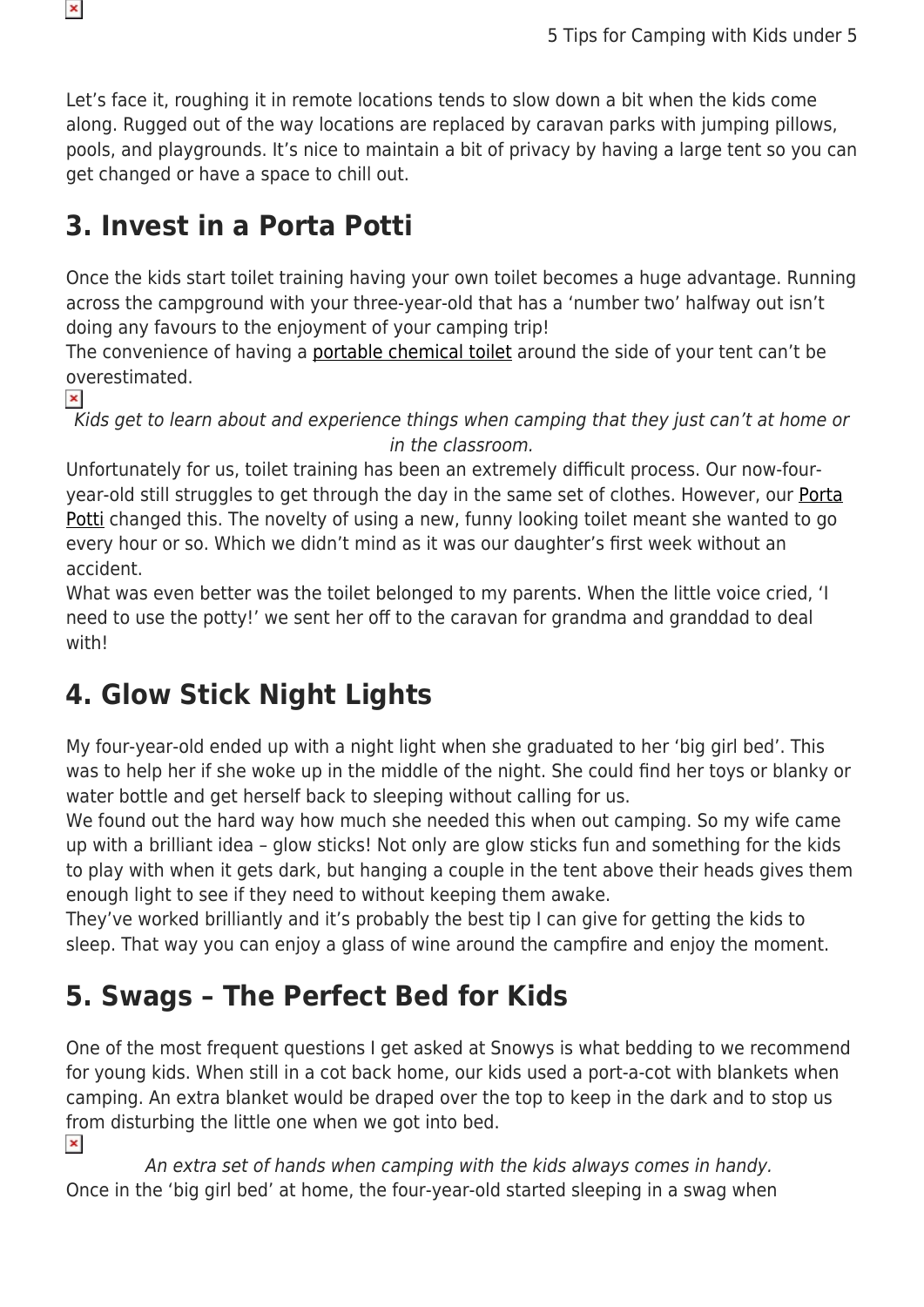Let's face it, roughing it in remote locations tends to slow down a bit when the kids come along. Rugged out of the way locations are replaced by caravan parks with jumping pillows, pools, and playgrounds. It's nice to maintain a bit of privacy by having a large tent so you can get changed or have a space to chill out.

## 3. Invest in a Porta Potti

Once the kids start toilet training having your own toilet becomes a huge advantage. Running across the campground with your three-year-old that has a 'number two' halfway out isn't doing any favours to the enjoyment of your camping trip!
The convenience of having a portable chemical toilet around the side of your tent can't be overestimated.

*Kids get to learn about and experience things when camping that they just can't at home or in the classroom.*

Unfortunately for us, toilet training has been an extremely difficult process. Our now-four-year-old still struggles to get through the day in the same set of clothes. However, our Porta Potti changed this. The novelty of using a new, funny looking toilet meant she wanted to go every hour or so. Which we didn't mind as it was our daughter's first week without an accident.
What was even better was the toilet belonged to my parents. When the little voice cried, 'I need to use the potty!' we sent her off to the caravan for grandma and granddad to deal with!

## 4. Glow Stick Night Lights

My four-year-old ended up with a night light when she graduated to her 'big girl bed'. This was to help her if she woke up in the middle of the night. She could find her toys or blanky or water bottle and get herself back to sleeping without calling for us.
We found out the hard way how much she needed this when out camping. So my wife came up with a brilliant idea – glow sticks! Not only are glow sticks fun and something for the kids to play with when it gets dark, but hanging a couple in the tent above their heads gives them enough light to see if they need to without keeping them awake.
They've worked brilliantly and it's probably the best tip I can give for getting the kids to sleep. That way you can enjoy a glass of wine around the campfire and enjoy the moment.

## 5. Swags – The Perfect Bed for Kids

One of the most frequent questions I get asked at Snowys is what bedding to we recommend for young kids. When still in a cot back home, our kids used a port-a-cot with blankets when camping. An extra blanket would be draped over the top to keep in the dark and to stop us from disturbing the little one when we got into bed.

*An extra set of hands when camping with the kids always comes in handy.*

Once in the 'big girl bed' at home, the four-year-old started sleeping in a swag when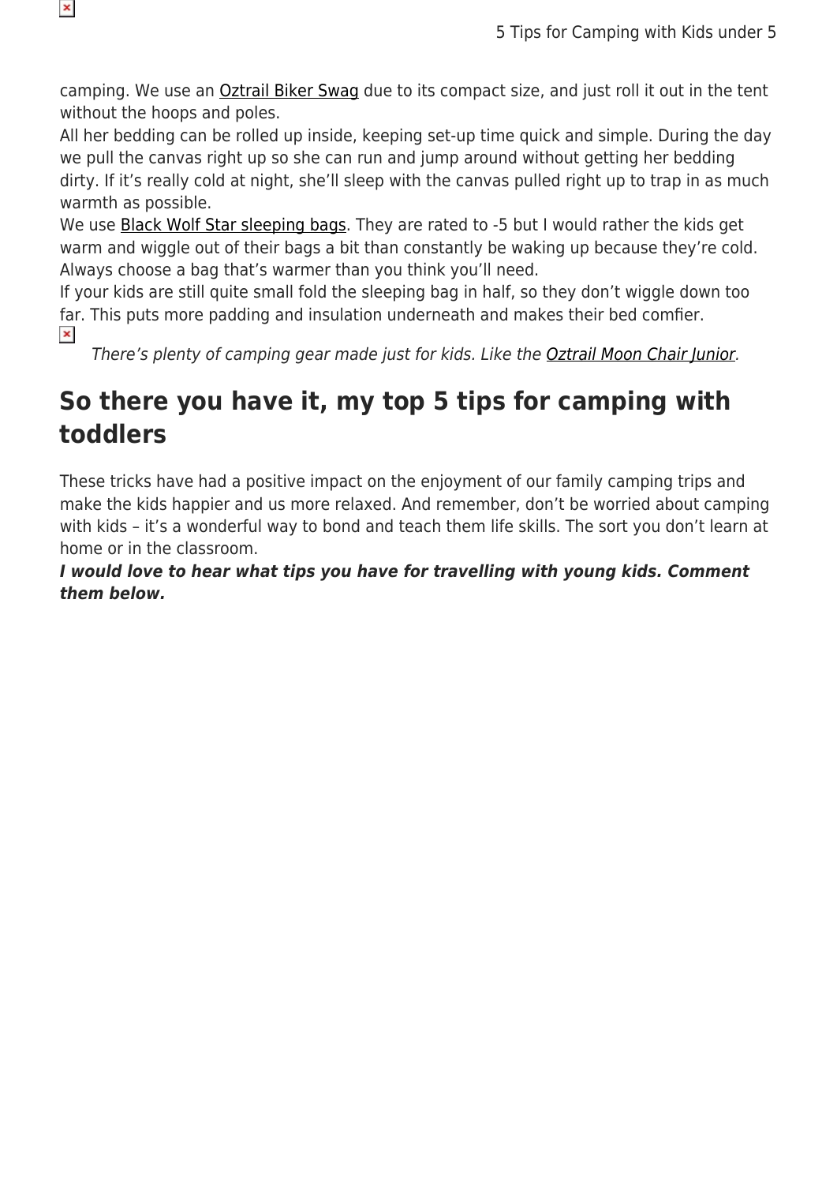camping. We use an Oztrail Biker Swag due to its compact size, and just roll it out in the tent without the hoops and poles.

All her bedding can be rolled up inside, keeping set-up time quick and simple. During the day we pull the canvas right up so she can run and jump around without getting her bedding dirty. If it's really cold at night, she'll sleep with the canvas pulled right up to trap in as much warmth as possible.

We use Black Wolf Star sleeping bags. They are rated to -5 but I would rather the kids get warm and wiggle out of their bags a bit than constantly be waking up because they're cold. Always choose a bag that's warmer than you think you'll need.

If your kids are still quite small fold the sleeping bag in half, so they don't wiggle down too far. This puts more padding and insulation underneath and makes their bed comfier.

*There's plenty of camping gear made just for kids. Like the Oztrail Moon Chair Junior.*

## So there you have it, my top 5 tips for camping with toddlers

These tricks have had a positive impact on the enjoyment of our family camping trips and make the kids happier and us more relaxed. And remember, don't be worried about camping with kids – it's a wonderful way to bond and teach them life skills. The sort you don't learn at home or in the classroom.

***I would love to hear what tips you have for travelling with young kids. Comment them below.***